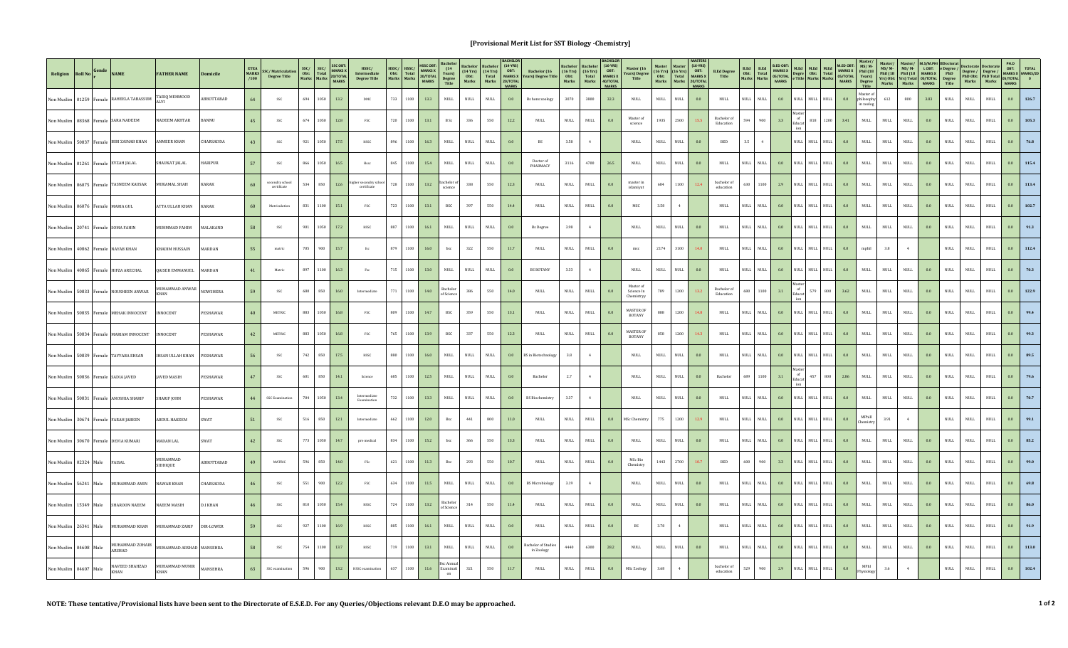# [Provisional Merit List for SST Biology -Chemistry]

| Religion | Roll No | Gender | NAME | FATHER NAME | Domicile | ETEA MARKS /100 | SSC/ Matriculation Degree Title | SSC/ Obt: Marks | SSC/ Total Marks | SSC OBT: MARKS X 20/TOTAL MARKS | HSSC/ Intermediate Degree Title | HSSC/ Obt: Marks | HSSC/ Total Marks | HSSC OBT: MARKS X 20/TOTAL MARKS | Bachelor (14 Years) Degree Title | Bachelor (14 Yrs) Obt: Marks | Bachelor (14 Yrs) Total Marks | BACHELOR (14-YRS) OBT: MARKS X 20/TOTAL MARKS | Bachelor (16 Years) Degree Title | Bachelor (16 Yrs) Obt: Marks | Bachelor (16 Yrs) Total Marks | BACHELOR (16-YRS) OBT: MARKS X 40/TOTAL MARKS | Master (16 Years) Degree Title | Master (16 Yrs) Obt: Marks | Master (16 Yrs) Total Marks | MASTERS (16-YRS) OBT: MARKS X 20/TOTAL MARKS | B.Ed Degree Title | B.Ed Obt: Marks | B.Ed Total Marks | B.ED OBT: MARKS X 05/TOTAL MARKS | M.Ed Degree Title | M.Ed Obt: Marks | M.Ed Total Marks | M.ED OBT: MARKS X 05/TOTAL MARKS | Master/ MS/ M-Phil (18 Years) Degree Title | Master/ MS/ M-Phil (18 Yrs) Obt: Marks | Master/ MS/ M-Phil (18 Yrs) Total Marks | M.S/M.PHIL OBT: MARKS X 05/TOTAL MARKS | Doctorate Degree / PhD Degree Title | Doctorate Degree / PhD Obt: Marks | Doctorate Degree / PhD Total Marks | PH.D OBT: MARKS X 05/TOTAL MARKS | TOTAL MARKS/200 |
|---|---|---|---|---|---|---|---|---|---|---|---|---|---|---|---|---|---|---|---|---|---|---|---|---|---|---|---|---|---|---|---|---|---|---|---|---|---|---|---|---|---|---|---|
| Non Muslim | 01259 | Female | RAHEELA TABASSUM | TARIQ MEHMOOD ALVI | ABBOTTABAD | 64 | SSC | 694 | 1050 | 13.2 | DHC | 733 | 1100 | 13.3 | NULL | NULL | NULL | 0.0 | Bs hons zoology | 3070 | 3800 | 32.3 | NULL | NULL | NULL | 0.0 | NULL | NULL | NULL | 0.0 | NULL | NULL | NULL | 0.0 | Master of philosophy in zoolog | 612 | 800 | 3.83 | NULL | NULL | NULL | 0.0 | 126.7 |
| Non Muslim | 08368 | Female | SARA NADEEM | NADEEM AKHTAR | BANNU | 45 | SSC | 674 | 1050 | 12.8 | FSC | 720 | 1100 | 13.1 | B Sc | 336 | 550 | 12.2 | NULL | NULL | NULL | 0.0 | Master of science | 1935 | 2500 | 15.5 | Bachelor of Education | 594 | 900 | 3.3 | Master of Education | 818 | 1200 | 3.41 | NULL | NULL | NULL | 0.0 | NULL | NULL | NULL | 0.0 | 105.3 |
| Non Muslim | 50837 | Female | BIBI ZAINAB KHAN | ANWEER KHAN | CHARSADDA | 43 | SSC | 921 | 1050 | 17.5 | HSSC | 896 | 1100 | 16.3 | NULL | NULL | NULL | 0.0 | BS | 3.58 | 4 | | NULL | NULL | NULL | 0.0 | BED | 3.5 | 4 | | NULL | NULL | NULL | 0.0 | NULL | NULL | NULL | 0.0 | NULL | NULL | NULL | 0.0 | 76.8 |
| Non Muslim | 01261 | Female | RYZAH JALAL | SHAUKAT JALAL | HARIPUR | 57 | SSC | 866 | 1050 | 16.5 | Hssc | 845 | 1100 | 15.4 | NULL | NULL | NULL | 0.0 | Doctor of PHARMACY | 3116 | 4700 | 26.5 | NULL | NULL | NULL | 0.0 | NULL | NULL | NULL | 0.0 | NULL | NULL | NULL | 0.0 | NULL | NULL | NULL | 0.0 | NULL | NULL | NULL | 0.0 | 115.4 |
| Non Muslim | 06075 | Female | TASNEEM KAUSAR | MUHAMAL SHAH | KARAK | 60 | secondry school certificate | 534 | 850 | 12.6 | higher secondry school certificate | 728 | 1100 | 13.2 | bachelor of science | 338 | 550 | 12.3 | NULL | NULL | NULL | 0.0 | master in islamiyat | 684 | 1100 | 12.4 | bachelor of education | 630 | 1100 | 2.9 | NULL | NULL | NULL | 0.0 | NULL | NULL | NULL | 0.0 | NULL | NULL | NULL | 0.0 | 113.4 |
| Non Muslim | 06076 | Female | MARIA GUL | ATTA ULLAH KHAN | KARAK | 60 | Matriculation | 831 | 1100 | 15.1 | FSC | 723 | 1100 | 13.1 | BSC | 397 | 550 | 14.4 | NULL | NULL | NULL | 0.0 | MSC | 3.58 | 4 | | NULL | NULL | NULL | 0.0 | NULL | NULL | NULL | 0.0 | NULL | NULL | NULL | 0.0 | NULL | NULL | NULL | 0.0 | 102.7 |
| Non Muslim | 20741 | Female | SOMA FAHIN | MUHAMMAD FAHIM | MALAKAND | 58 | SSC | 901 | 1050 | 17.2 | HSSC | 887 | 1100 | 16.1 | NULL | NULL | NULL | 0.0 | Bs Degree | 3.98 | 4 | | NULL | NULL | NULL | 0.0 | NULL | NULL | NULL | 0.0 | NULL | NULL | NULL | 0.0 | NULL | NULL | NULL | 0.0 | NULL | NULL | NULL | 0.0 | 91.3 |
| Non Muslim | 40862 | Female | NAYAB KHAN | KHADIM HUSSAIN | MARDAN | 55 | matric | 705 | 900 | 15.7 | Fsc | 879 | 1100 | 16.0 | bsc | 322 | 550 | 11.7 | NULL | NULL | NULL | 0.0 | msc | 2174 | 3100 | 14.0 | NULL | NULL | NULL | 0.0 | NULL | NULL | NULL | 0.0 | mphil | 3.8 | 4 | | NULL | NULL | NULL | 0.0 | 112.4 |
| Non Muslim | 40865 | Female | HIFZA ARECHAL | QAISER EMMANUEL | MARDAN | 41 | Matric | 897 | 1100 | 16.3 | Fsc | 715 | 1100 | 13.0 | NULL | NULL | NULL | 0.0 | BS BOTANY | 3.33 | 4 | | NULL | NULL | NULL | 0.0 | NULL | NULL | NULL | 0.0 | NULL | NULL | NULL | 0.0 | NULL | NULL | NULL | 0.0 | NULL | NULL | NULL | 0.0 | 70.3 |
| Non Muslim | 50833 | Female | NOUSHEEN ANWAR | MUHAMMAD ANWAR KHAN | NOWSHERA | 59 | SSC | 680 | 850 | 16.0 | Intermediate | 771 | 1100 | 14.0 | Bachelor of Science | 386 | 550 | 14.0 | NULL | NULL | NULL | 0.0 | Master of Science In Chemistry | 789 | 1200 | 13.2 | Bachelor of Education | 680 | 1100 | 3.1 | Master of Education | 579 | 800 | 3.62 | NULL | NULL | NULL | 0.0 | NULL | NULL | NULL | 0.0 | 122.9 |
| Non Muslim | 50835 | Female | MEHAK INNOCENT | INNOCENT | PESHAWAR | 40 | MATRIC | 883 | 1050 | 16.8 | FSC | 809 | 1100 | 14.7 | BSC | 359 | 550 | 13.1 | NULL | NULL | NULL | 0.0 | MASTER OF BOTANY | 888 | 1200 | 14.8 | NULL | NULL | NULL | 0.0 | NULL | NULL | NULL | 0.0 | NULL | NULL | NULL | 0.0 | NULL | NULL | NULL | 0.0 | 99.4 |
| Non Muslim | 50834 | Female | MARIAM INNOCENT | INNOCENT | PESHAWAR | 42 | MATRIC | 883 | 1050 | 16.8 | FSC | 765 | 1100 | 13.9 | BSC | 337 | 550 | 12.3 | NULL | NULL | NULL | 0.0 | MASTER OF BOTANY | 858 | 1200 | 14.3 | NULL | NULL | NULL | 0.0 | NULL | NULL | NULL | 0.0 | NULL | NULL | NULL | 0.0 | NULL | NULL | NULL | 0.0 | 99.3 |
| Non Muslim | 50839 | Female | TAYYABA EHSAN | EHSAN ULLAH KHAN | PESHAWAR | 56 | SSC | 742 | 850 | 17.5 | HSSC | 880 | 1100 | 16.0 | NULL | NULL | NULL | 0.0 | BS in Biotechnology | 3.8 | 4 | | NULL | NULL | NULL | 0.0 | NULL | NULL | NULL | 0.0 | NULL | NULL | NULL | 0.0 | NULL | NULL | NULL | 0.0 | NULL | NULL | NULL | 0.0 | 89.5 |
| Non Muslim | 50836 | Female | SADIA JAVED | JAVED MASIH | PESHAWAR | 47 | SSC | 601 | 850 | 14.1 | Science | 685 | 1100 | 12.5 | NULL | NULL | NULL | 0.0 | Bachelor | 2.7 | 4 | | NULL | NULL | NULL | 0.0 | Bachelor | 699 | 1100 | 3.1 | Master of Education | 457 | 800 | 2.86 | NULL | NULL | NULL | 0.0 | NULL | NULL | NULL | 0.0 | 79.6 |
| Non Muslim | 50831 | Female | ANOSHA SHARIF | SHARIF JOHN | PESHAWAR | 44 | SSC Examination | 704 | 1050 | 13.4 | Intermediate Examination | 732 | 1100 | 13.3 | NULL | NULL | NULL | 0.0 | BS Biochemistry | 3.37 | 4 | | NULL | NULL | NULL | 0.0 | NULL | NULL | NULL | 0.0 | NULL | NULL | NULL | 0.0 | NULL | NULL | NULL | 0.0 | NULL | NULL | NULL | 0.0 | 70.7 |
| Non Muslim | 30674 | Female | FARAH JABEEN | ABDUL HAKEEM | SWAT | 51 | SSC | 516 | 850 | 12.1 | Intermediate | 662 | 1100 | 12.0 | Bsc | 441 | 800 | 11.0 | NULL | NULL | NULL | 0.0 | MSc Chemistry | 775 | 1200 | 12.9 | NULL | NULL | NULL | 0.0 | NULL | NULL | NULL | 0.0 | MPhil Chemistry | 3.91 | 4 | | NULL | NULL | NULL | 0.0 | 99.1 |
| Non Muslim | 30670 | Female | DEVLA KUMARI | MADAN LAL | SWAT | 42 | SSC | 773 | 1050 | 14.7 | pre medical | 834 | 1100 | 15.2 | bsc | 366 | 550 | 13.3 | NULL | NULL | NULL | 0.0 | NULL | NULL | NULL | 0.0 | NULL | NULL | NULL | 0.0 | NULL | NULL | NULL | 0.0 | NULL | NULL | NULL | 0.0 | NULL | NULL | NULL | 0.0 | 85.2 |
| Non Muslim | 02324 | Male | FAISAL | MUHAMMAD SIDDIQUE | ABBOTTABAD | 49 | MATRIC | 596 | 850 | 14.0 | FSc | 621 | 1100 | 11.3 | Bsc | 293 | 550 | 10.7 | NULL | NULL | NULL | 0.0 | MSc Bio Chemistry | 1443 | 2700 | 10.7 | BED | 600 | 900 | 3.3 | NULL | NULL | NULL | 0.0 | NULL | NULL | NULL | 0.0 | NULL | NULL | NULL | 0.0 | 99.0 |
| Non Muslim | 56241 | Male | MUHAMMAD AMIN | NAWAB KHAN | CHARSADDA | 46 | SSC | 551 | 900 | 12.2 | FSC | 634 | 1100 | 11.5 | NULL | NULL | NULL | 0.0 | BS Microbiology | 3.19 | 4 | | NULL | NULL | NULL | 0.0 | NULL | NULL | NULL | 0.0 | NULL | NULL | NULL | 0.0 | NULL | NULL | NULL | 0.0 | NULL | NULL | NULL | 0.0 | 69.8 |
| Non Muslim | 15349 | Male | SHAROON NAZEEM | NAZEEM MASIH | D.I KHAN | 46 | SSC | 810 | 1050 | 15.4 | HSSC | 724 | 1100 | 13.2 | Bachelor of Science | 314 | 550 | 11.4 | NULL | NULL | NULL | 0.0 | NULL | NULL | NULL | 0.0 | NULL | NULL | NULL | 0.0 | NULL | NULL | NULL | 0.0 | NULL | NULL | NULL | 0.0 | NULL | NULL | NULL | 0.0 | 86.0 |
| Non Muslim | 26341 | Male | MUHAMMAD KHAN | MUHAMMAD ZARIF | DIR-LOWER | 59 | SSC | 927 | 1100 | 16.9 | HSSC | 805 | 1100 | 14.6 | NULL | NULL | NULL | 0.0 | NULL | NULL | NULL | 0.0 | BS | 3.78 | 4 | | NULL | NULL | NULL | 0.0 | NULL | NULL | NULL | 0.0 | NULL | NULL | NULL | 0.0 | NULL | NULL | NULL | 0.0 | 91.9 |
| Non Muslim | 04608 | Male | MUHAMMAD ZOHAIB ARSHAD | MUHAMMAD ARSHAD | MANSEHRA | 58 | SSC | 754 | 1100 | 13.7 | HSSC | 719 | 1100 | 13.1 | NULL | NULL | NULL | 0.0 | Bachelor of Studies in Zoology | 4440 | 6300 | 28.2 | NULL | NULL | NULL | 0.0 | NULL | NULL | NULL | 0.0 | NULL | NULL | NULL | 0.0 | NULL | NULL | NULL | 0.0 | NULL | NULL | NULL | 0.0 | 113.0 |
| Non Muslim | 04607 | Male | NAVEED SHAHZAD KHAN | MUHAMMAD MUNIR KHAN | MANSEHRA | 63 | SSC examination | 596 | 900 | 13.2 | HSSC examination | 637 | 1100 | 11.6 | Bsc Annual Examinations | 321 | 550 | 11.7 | NULL | NULL | NULL | 0.0 | MSc Zoology | 3.60 | 4 | | bachelor of education | 529 | 900 | 2.9 | NULL | NULL | NULL | 0.0 | MPhil Physiology | 3.6 | 4 | | NULL | NULL | NULL | 0.0 | 102.4 |

**NOTE: These tentative/Provisional lists have been sent to the Directorate of E.S.E.D. For any Queries/Objections relevant D.E.O may be approached.**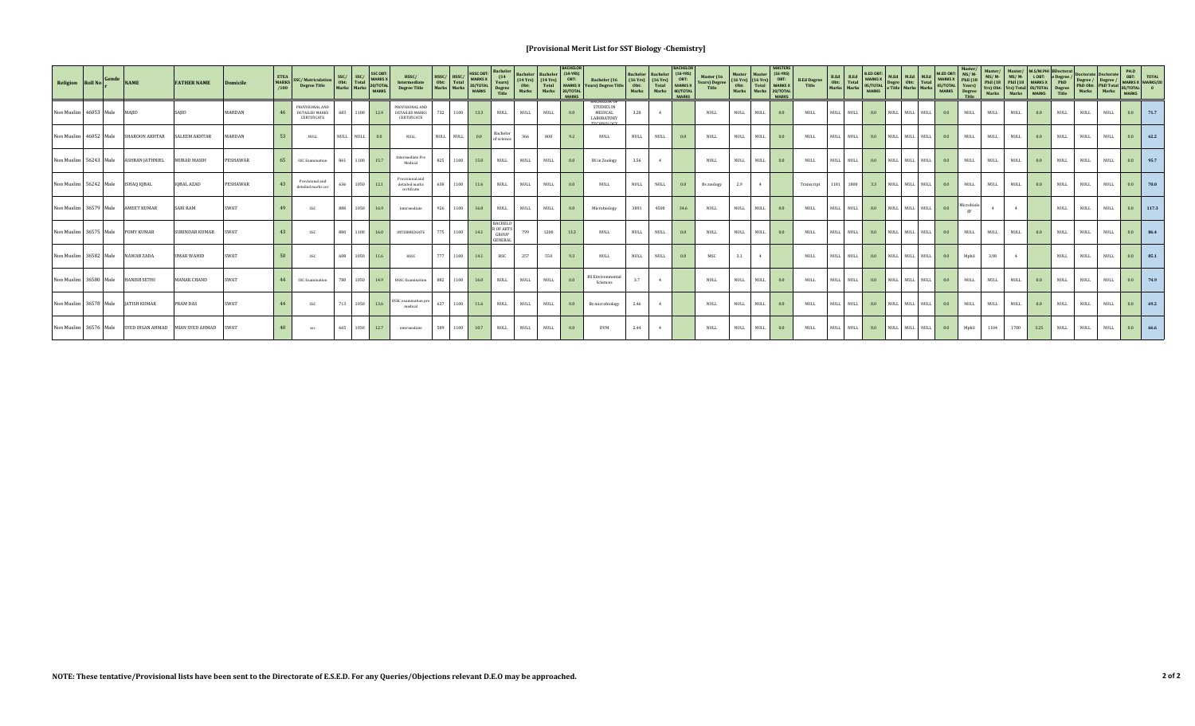# [Provisional Merit List for SST Biology -Chemistry]

| Religion | Roll No | Gender | NAME | FATHER NAME | Domicile | ETEA MARKS /100 | SSC/Matriculation Degree Title | SSC/ Obt: Marks | SSC/ Total Marks | SSC OBT: MARKS X 20/TOTAL MARKS | HSSC/ Intermediate Degree Title | HSSC/ Obt: Marks | HSSC/ Total Marks | HSSC OBT: MARKS X 20/TOTAL MARKS | Bachelor (14 Years) Degree Title | Bachelor (14 Yrs) Obt: Marks | Bachelor (14 Yrs) Total Marks | BACHELOR (14-YRS) OBT: MARKS X 20/TOTAL MARKS | Bachelor (16 Years) Degree Title | Bachelor (16 Yrs) Obt: Marks | Bachelor (16 Yrs) Total Marks | BACHELOR (16-YRS) OBT: MARKS X 40/TOTAL MARKS | Master (16 Years) Degree Title | Master (16 Yrs) Obt: Marks | Master (16 Yrs) Total Marks | MASTERS (16-YRS) OBT: MARKS X 20/TOTAL MARKS | B.Ed Degree Title | B.Ed Obt: Marks | B.Ed Total Marks | B.ED OBT: MARKS X 05/TOTAL MARKS | M.Ed Degree Title | M.Ed Obt: Marks | M.Ed Total Marks | M.ED OBT: MARKS X 05/TOTAL MARKS | Master/ MS/ M-Phil (18 Years) Degree Title | Master/ MS/ M-Phil (18 Yrs) Obt: Marks | Master/ MS/ M-Phil (18 Yrs) Total Marks | M.S/M.PHIL OBT: MARKS X 05/TOTAL MARKS | Doctorate Degree / PhD Degree Title | Doctorate Degree / PhD Obt: Marks | Doctorate Degree / PhD Total Marks | PH.D OBT: MARKS X 05/TOTAL MARKS | TOTAL MARKS/200 |
|---|---|---|---|---|---|---|---|---|---|---|---|---|---|---|---|---|---|---|---|---|---|---|---|---|---|---|---|---|---|---|---|---|---|---|---|---|---|---|---|---|---|---|---|
| Non Muslim | 46053 | Male | MAJID | SAJID | MARDAN | 46 | PROVISIONAL AND DETAILED MARKS CERTIFICATE | 683 | 1100 | 12.4 | PROVISIONAL AND DETAILED MARKS CERTIFICATE | 732 | 1100 | 13.3 | NULL | NULL | NULL | 0.0 | BACHELOR OF STUDIES IN MEDICAL LABORATORY TECHNOLOGY | 3.28 | 4 | | NULL | NULL | NULL | 0.0 | NULL | NULL | NULL | 0.0 | NULL | NULL | NULL | 0.0 | NULL | NULL | NULL | 0.0 | NULL | NULL | NULL | 0.0 | 71.7 |
| Non Muslim | 46052 | Male | SHAROON AKHTAR | SALEEM AKHTAR | MARDAN | 53 | NULL | NULL | NULL | 0.0 | NULL | NULL | NULL | 0.0 | Bachelor of science | 366 | 800 | 9.2 | NULL | NULL | NULL | 0.0 | NULL | NULL | NULL | 0.0 | NULL | NULL | NULL | 0.0 | NULL | NULL | NULL | 0.0 | NULL | NULL | NULL | 0.0 | NULL | NULL | NULL | 0.0 | 62.2 |
| Non Muslim | 56243 | Male | ASHBAN JATHNIEL | MURAD MASIH | PESHAWAR | 65 | SSC Examination | 861 | 1100 | 15.7 | Intermediate Pre Medical | 825 | 1100 | 15.0 | NULL | NULL | NULL | 0.0 | BS in Zoology | 3.56 | 4 | | NULL | NULL | NULL | 0.0 | NULL | NULL | NULL | 0.0 | NULL | NULL | NULL | 0.0 | NULL | NULL | NULL | 0.0 | NULL | NULL | NULL | 0.0 | 95.7 |
| Non Muslim | 56242 | Male | ISHAQ IQBAL | IQBAL AZAD | PESHAWAR | 43 | Provisional and detailed marks cer | 636 | 1050 | 12.1 | Provisional and detailed marks certificate | 638 | 1100 | 11.6 | NULL | NULL | NULL | 0.0 | NULL | NULL | NULL | 0.0 | Bs zoology | 2.9 | 4 | | Transcript | 1181 | 1800 | 3.3 | NULL | NULL | NULL | 0.0 | NULL | NULL | NULL | 0.0 | NULL | NULL | NULL | 0.0 | 70.0 |
| Non Muslim | 36579 | Male | AMEET KUMAR | SARI RAM | SWAT | 49 | SSC | 888 | 1050 | 16.9 | Intermediate | 926 | 1100 | 16.8 | NULL | NULL | NULL | 0.0 | Microbiology | 3891 | 4500 | 34.6 | NULL | NULL | NULL | 0.0 | NULL | NULL | NULL | 0.0 | NULL | NULL | NULL | 0.0 | Microbiology | 4 | 4 | | NULL | NULL | NULL | 0.0 | 117.3 |
| Non Muslim | 36575 | Male | POMY KUMAR | SURINDAR KUMAR | SWAT | 43 | SSC | 880 | 1100 | 16.0 | INTERMEDIATE | 775 | 1100 | 14.1 | BACHELOR OF ARTS GROUP GENERAL | 799 | 1200 | 13.3 | NULL | NULL | NULL | 0.0 | NULL | NULL | NULL | 0.0 | NULL | NULL | NULL | 0.0 | NULL | NULL | NULL | 0.0 | NULL | NULL | NULL | 0.0 | NULL | NULL | NULL | 0.0 | 86.4 |
| Non Muslim | 36582 | Male | NAWAB ZADA | UMAR WAHID | SWAT | 50 | SSC | 608 | 1050 | 11.6 | HSSC | 777 | 1100 | 14.1 | BSC | 257 | 550 | 9.3 | NULL | NULL | NULL | 0.0 | MSC | 3.1 | 4 | | NULL | NULL | NULL | 0.0 | NULL | NULL | NULL | 0.0 | Mphil | 3.98 | 4 | | NULL | NULL | NULL | 0.0 | 85.1 |
| Non Muslim | 36580 | Male | HANISH SETHI | MANAK CHAND | SWAT | 44 | SSC Examination | 780 | 1050 | 14.9 | HSSC Examination | 882 | 1100 | 16.0 | NULL | NULL | NULL | 0.0 | BS Environmental Sciences | 3.7 | 4 | | NULL | NULL | NULL | 0.0 | NULL | NULL | NULL | 0.0 | NULL | NULL | NULL | 0.0 | NULL | NULL | NULL | 0.0 | NULL | NULL | NULL | 0.0 | 74.9 |
| Non Muslim | 36578 | Male | JATISH KUMAR | PRAM DAS | SWAT | 44 | SSC | 713 | 1050 | 13.6 | HSSC examination pre medical | 637 | 1100 | 11.6 | NULL | NULL | NULL | 0.0 | Bs microbiology | 2.46 | 4 | | NULL | NULL | NULL | 0.0 | NULL | NULL | NULL | 0.0 | NULL | NULL | NULL | 0.0 | NULL | NULL | NULL | 0.0 | NULL | NULL | NULL | 0.0 | 69.2 |
| Non Muslim | 36576 | Male | SYED IHSAN AHMAD | MIAN SYED AHMAD | SWAT | 40 | ssc | 665 | 1050 | 12.7 | intermediate | 589 | 1100 | 10.7 | NULL | NULL | NULL | 0.0 | DVM | 2.44 | 4 | | NULL | NULL | NULL | 0.0 | NULL | NULL | NULL | 0.0 | NULL | NULL | NULL | 0.0 | Mphil | 1104 | 1700 | 3.25 | NULL | NULL | NULL | 0.0 | 66.6 |

**NOTE: These tentative/Provisional lists have been sent to the Directorate of E.S.E.D. For any Queries/Objections relevant D.E.O may be approached.**